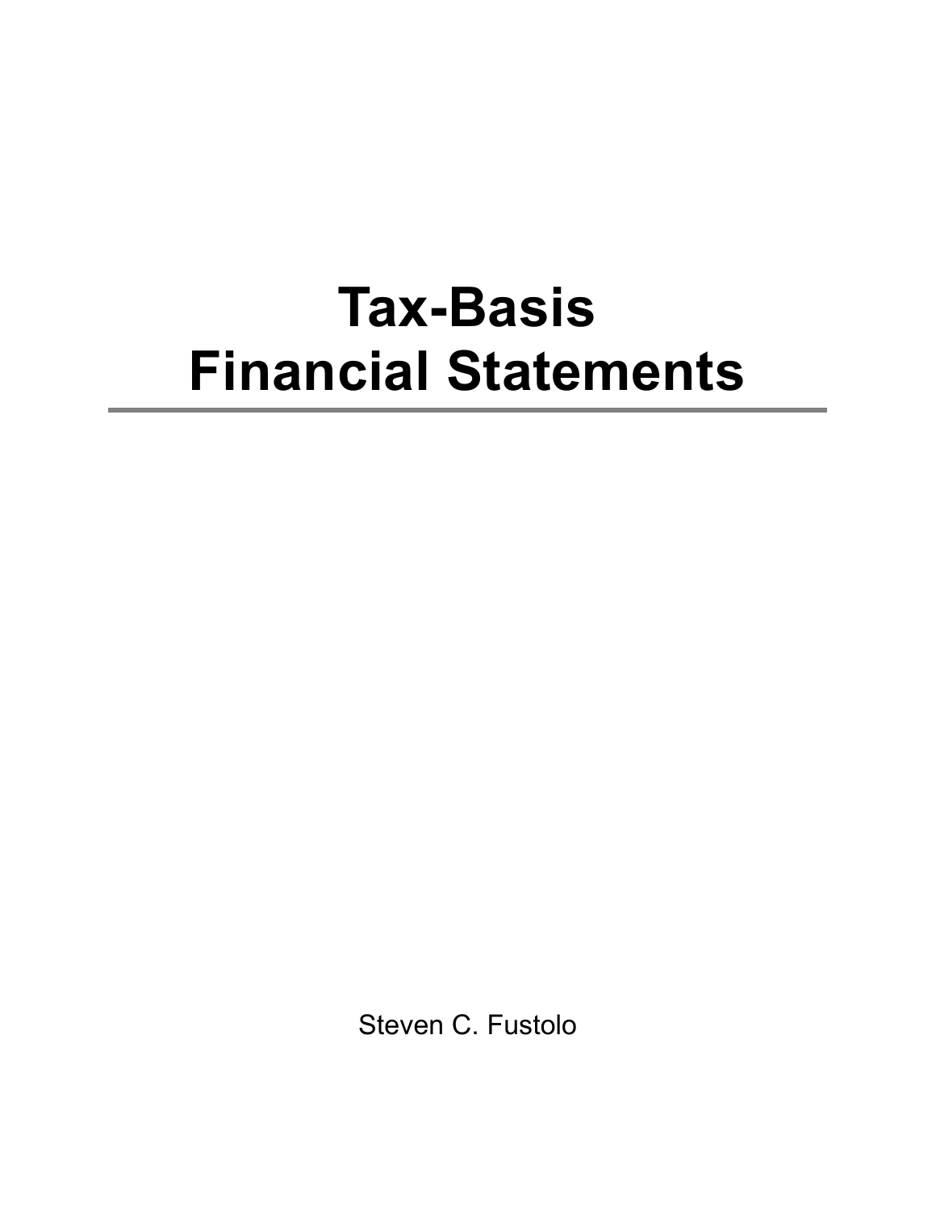# Tax-Basis Financial Statements

Steven C. Fustolo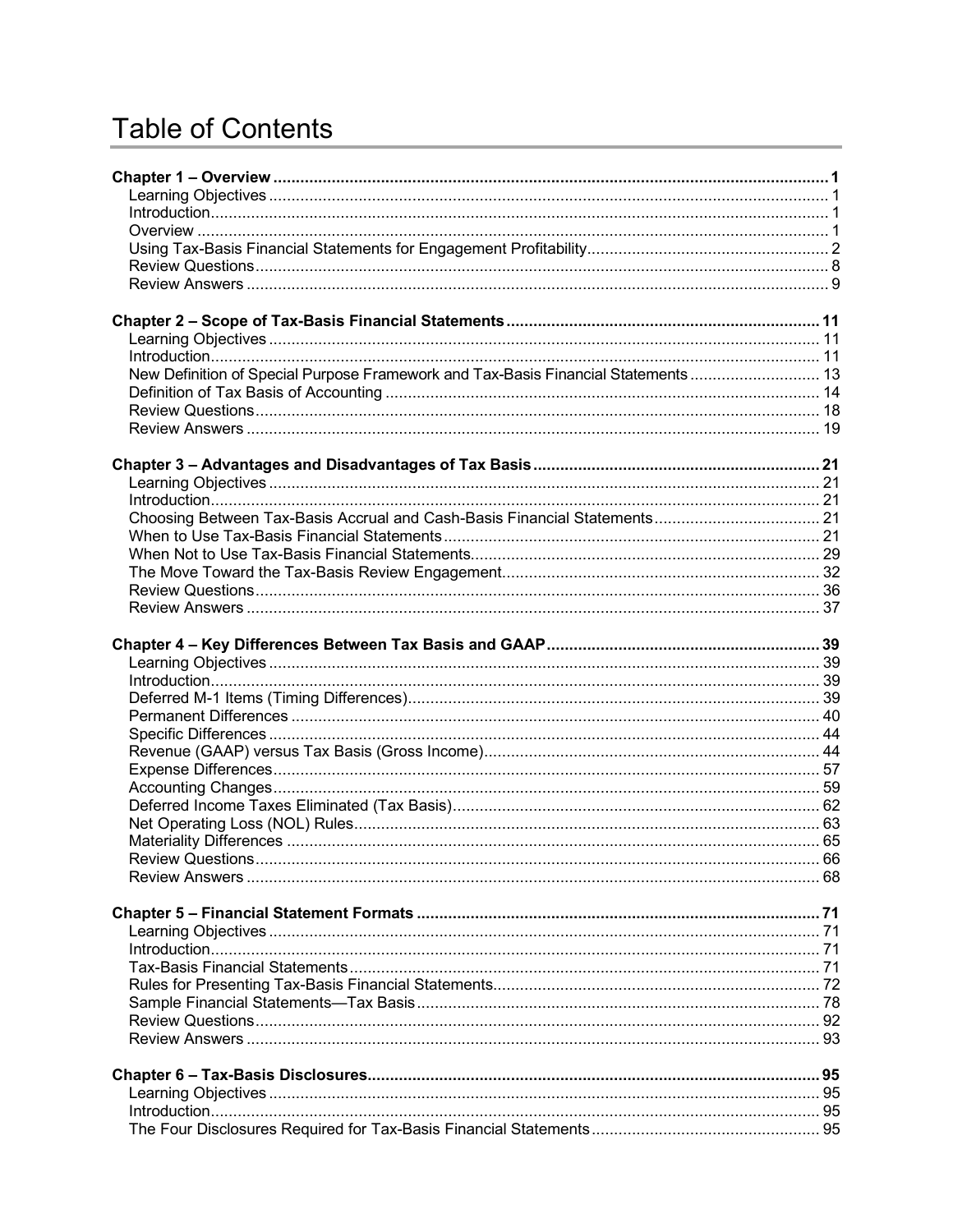# Table of Contents

| | |
|---|---|
| **Chapter 1 – Overview** | **1** |
| Learning Objectives | 1 |
| Introduction | 1 |
| Overview | 1 |
| Using Tax-Basis Financial Statements for Engagement Profitability | 2 |
| Review Questions | 8 |
| Review Answers | 9 |
| **Chapter 2 – Scope of Tax-Basis Financial Statements** | **11** |
| Learning Objectives | 11 |
| Introduction | 11 |
| New Definition of Special Purpose Framework and Tax-Basis Financial Statements | 13 |
| Definition of Tax Basis of Accounting | 14 |
| Review Questions | 18 |
| Review Answers | 19 |
| **Chapter 3 – Advantages and Disadvantages of Tax Basis** | **21** |
| Learning Objectives | 21 |
| Introduction | 21 |
| Choosing Between Tax-Basis Accrual and Cash-Basis Financial Statements | 21 |
| When to Use Tax-Basis Financial Statements | 21 |
| When Not to Use Tax-Basis Financial Statements | 29 |
| The Move Toward the Tax-Basis Review Engagement | 32 |
| Review Questions | 36 |
| Review Answers | 37 |
| **Chapter 4 – Key Differences Between Tax Basis and GAAP** | **39** |
| Learning Objectives | 39 |
| Introduction | 39 |
| Deferred M-1 Items (Timing Differences) | 39 |
| Permanent Differences | 40 |
| Specific Differences | 44 |
| Revenue (GAAP) versus Tax Basis (Gross Income) | 44 |
| Expense Differences | 57 |
| Accounting Changes | 59 |
| Deferred Income Taxes Eliminated (Tax Basis) | 62 |
| Net Operating Loss (NOL) Rules | 63 |
| Materiality Differences | 65 |
| Review Questions | 66 |
| Review Answers | 68 |
| **Chapter 5 – Financial Statement Formats** | **71** |
| Learning Objectives | 71 |
| Introduction | 71 |
| Tax-Basis Financial Statements | 71 |
| Rules for Presenting Tax-Basis Financial Statements | 72 |
| Sample Financial Statements—Tax Basis | 78 |
| Review Questions | 92 |
| Review Answers | 93 |
| **Chapter 6 – Tax-Basis Disclosures** | **95** |
| Learning Objectives | 95 |
| Introduction | 95 |
| The Four Disclosures Required for Tax-Basis Financial Statements | 95 |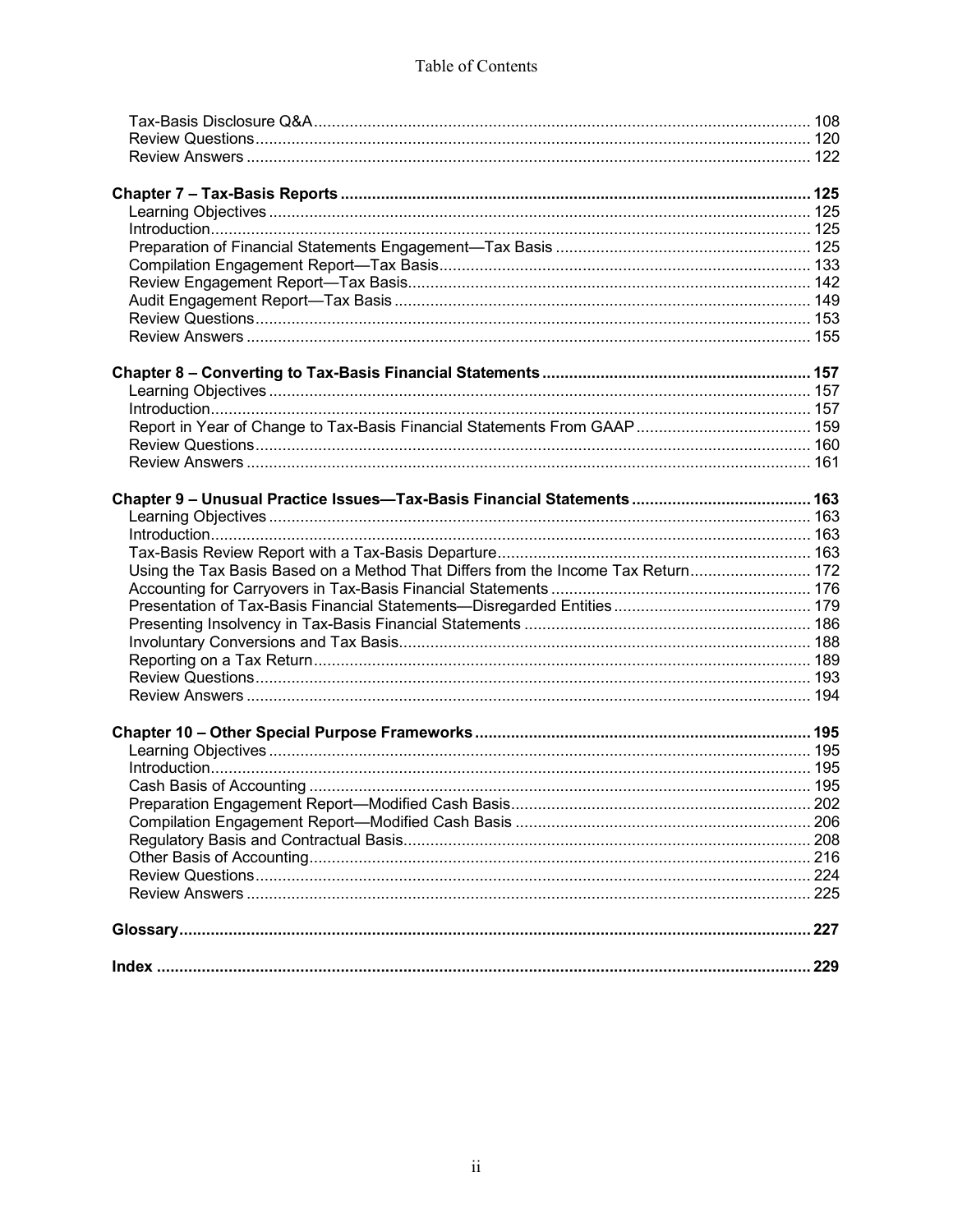Table of Contents

Tax-Basis Disclosure Q&A .......... 108
Review Questions .......... 120
Review Answers .......... 122

**Chapter 7 – Tax-Basis Reports .......... 125**
Learning Objectives .......... 125
Introduction .......... 125
Preparation of Financial Statements Engagement—Tax Basis .......... 125
Compilation Engagement Report—Tax Basis .......... 133
Review Engagement Report—Tax Basis .......... 142
Audit Engagement Report—Tax Basis .......... 149
Review Questions .......... 153
Review Answers .......... 155

**Chapter 8 – Converting to Tax-Basis Financial Statements .......... 157**
Learning Objectives .......... 157
Introduction .......... 157
Report in Year of Change to Tax-Basis Financial Statements From GAAP .......... 159
Review Questions .......... 160
Review Answers .......... 161

**Chapter 9 – Unusual Practice Issues—Tax-Basis Financial Statements .......... 163**
Learning Objectives .......... 163
Introduction .......... 163
Tax-Basis Review Report with a Tax-Basis Departure .......... 163
Using the Tax Basis Based on a Method That Differs from the Income Tax Return .......... 172
Accounting for Carryovers in Tax-Basis Financial Statements .......... 176
Presentation of Tax-Basis Financial Statements—Disregarded Entities .......... 179
Presenting Insolvency in Tax-Basis Financial Statements .......... 186
Involuntary Conversions and Tax Basis .......... 188
Reporting on a Tax Return .......... 189
Review Questions .......... 193
Review Answers .......... 194

**Chapter 10 – Other Special Purpose Frameworks .......... 195**
Learning Objectives .......... 195
Introduction .......... 195
Cash Basis of Accounting .......... 195
Preparation Engagement Report—Modified Cash Basis .......... 202
Compilation Engagement Report—Modified Cash Basis .......... 206
Regulatory Basis and Contractual Basis .......... 208
Other Basis of Accounting .......... 216
Review Questions .......... 224
Review Answers .......... 225

**Glossary .......... 227**

**Index .......... 229**